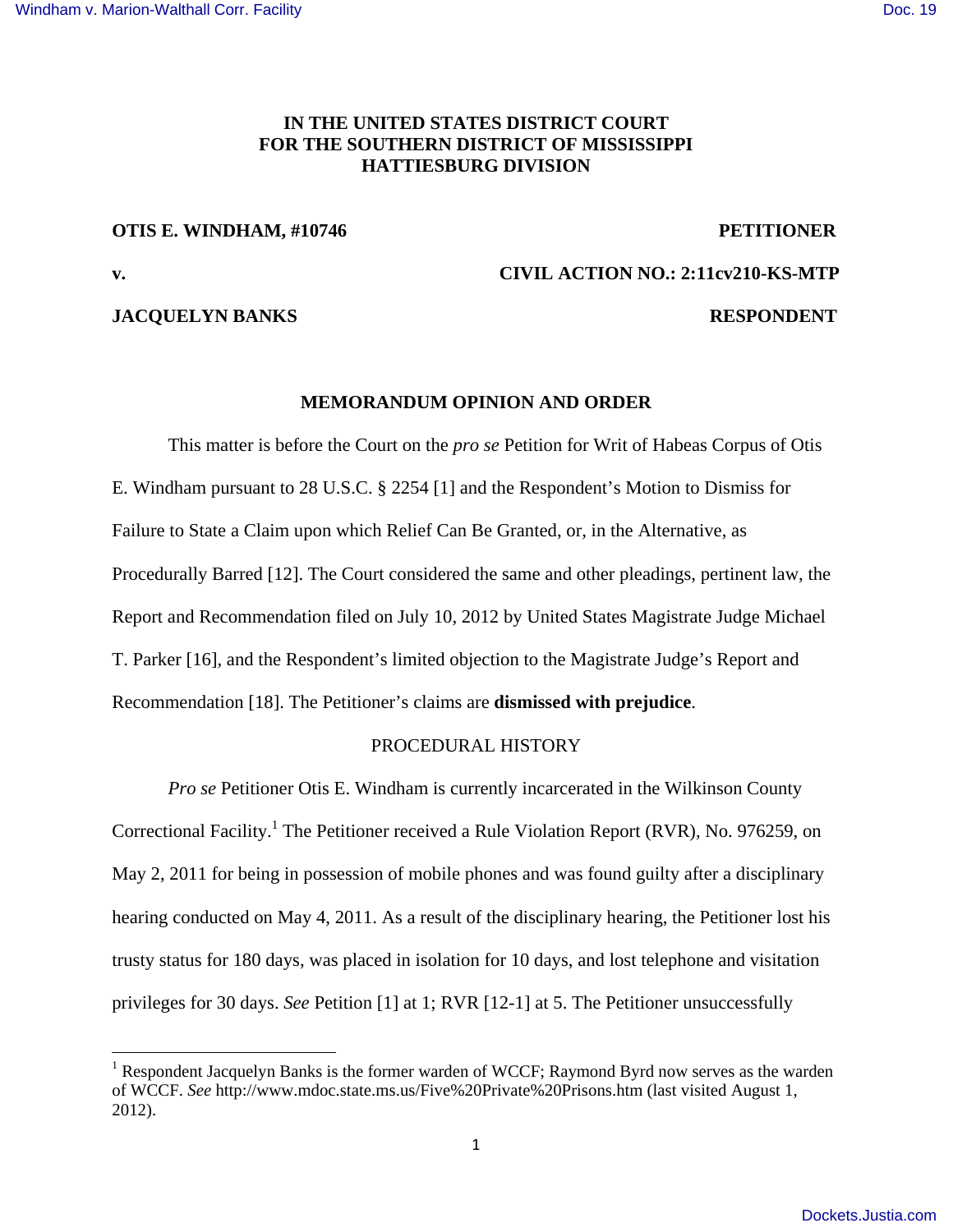**IN THE UNITED STATES DISTRICT COURT**
**FOR THE SOUTHERN DISTRICT OF MISSISSIPPI**
**HATTIESBURG DIVISION**

**OTIS E. WINDHAM, #10746** **PETITIONER**

**v.** **CIVIL ACTION NO.: 2:11cv210-KS-MTP**

**JACQUELYN BANKS** **RESPONDENT**

**MEMORANDUM OPINION AND ORDER**

This matter is before the Court on the *pro se* Petition for Writ of Habeas Corpus of Otis E. Windham pursuant to 28 U.S.C. § 2254 [1] and the Respondent's Motion to Dismiss for Failure to State a Claim upon which Relief Can Be Granted, or, in the Alternative, as Procedurally Barred [12]. The Court considered the same and other pleadings, pertinent law, the Report and Recommendation filed on July 10, 2012 by United States Magistrate Judge Michael T. Parker [16], and the Respondent's limited objection to the Magistrate Judge's Report and Recommendation [18]. The Petitioner's claims are **dismissed with prejudice**.

PROCEDURAL HISTORY

*Pro se* Petitioner Otis E. Windham is currently incarcerated in the Wilkinson County Correctional Facility.[1] The Petitioner received a Rule Violation Report (RVR), No. 976259, on May 2, 2011 for being in possession of mobile phones and was found guilty after a disciplinary hearing conducted on May 4, 2011. As a result of the disciplinary hearing, the Petitioner lost his trusty status for 180 days, was placed in isolation for 10 days, and lost telephone and visitation privileges for 30 days. *See* Petition [1] at 1; RVR [12-1] at 5. The Petitioner unsuccessfully

[1] Respondent Jacquelyn Banks is the former warden of WCCF; Raymond Byrd now serves as the warden of WCCF. *See* http://www.mdoc.state.ms.us/Five%20Private%20Prisons.htm (last visited August 1, 2012).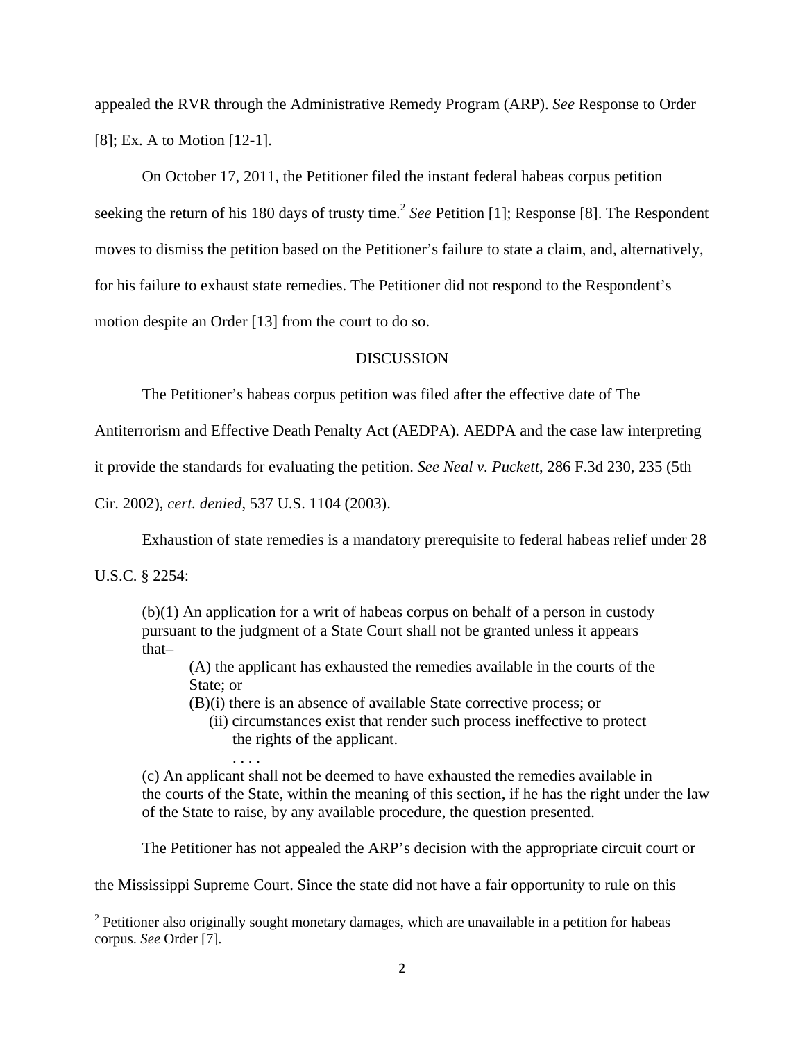appealed the RVR through the Administrative Remedy Program (ARP). *See* Response to Order [8]; Ex. A to Motion [12-1].

On October 17, 2011, the Petitioner filed the instant federal habeas corpus petition seeking the return of his 180 days of trusty time.[2] *See* Petition [1]; Response [8]. The Respondent moves to dismiss the petition based on the Petitioner's failure to state a claim, and, alternatively, for his failure to exhaust state remedies. The Petitioner did not respond to the Respondent's motion despite an Order [13] from the court to do so.

DISCUSSION

The Petitioner's habeas corpus petition was filed after the effective date of The Antiterrorism and Effective Death Penalty Act (AEDPA). AEDPA and the case law interpreting it provide the standards for evaluating the petition. *See Neal v. Puckett*, 286 F.3d 230, 235 (5th Cir. 2002), *cert. denied*, 537 U.S. 1104 (2003).

Exhaustion of state remedies is a mandatory prerequisite to federal habeas relief under 28 U.S.C. § 2254:

> (b)(1) An application for a writ of habeas corpus on behalf of a person in custody pursuant to the judgment of a State Court shall not be granted unless it appears that–
>
> (A) the applicant has exhausted the remedies available in the courts of the State; or
>
> (B)(i) there is an absence of available State corrective process; or
>
> (ii) circumstances exist that render such process ineffective to protect the rights of the applicant.
>
> . . . .
>
> (c) An applicant shall not be deemed to have exhausted the remedies available in the courts of the State, within the meaning of this section, if he has the right under the law of the State to raise, by any available procedure, the question presented.

The Petitioner has not appealed the ARP's decision with the appropriate circuit court or the Mississippi Supreme Court. Since the state did not have a fair opportunity to rule on this

[2] Petitioner also originally sought monetary damages, which are unavailable in a petition for habeas corpus. *See* Order [7].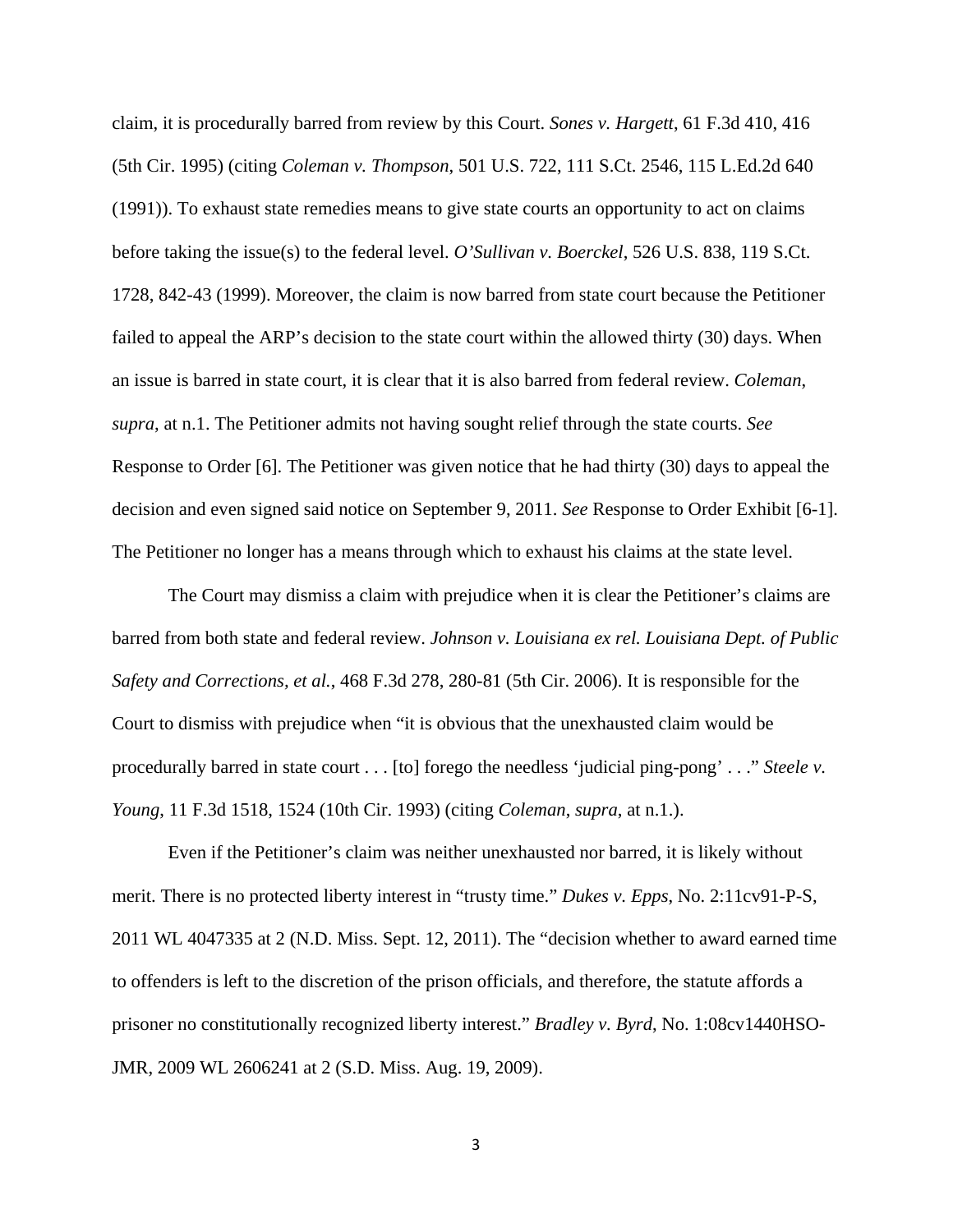claim, it is procedurally barred from review by this Court. *Sones v. Hargett*, 61 F.3d 410, 416 (5th Cir. 1995) (citing *Coleman v. Thompson*, 501 U.S. 722, 111 S.Ct. 2546, 115 L.Ed.2d 640 (1991)). To exhaust state remedies means to give state courts an opportunity to act on claims before taking the issue(s) to the federal level. *O'Sullivan v. Boerckel*, 526 U.S. 838, 119 S.Ct. 1728, 842-43 (1999). Moreover, the claim is now barred from state court because the Petitioner failed to appeal the ARP's decision to the state court within the allowed thirty (30) days. When an issue is barred in state court, it is clear that it is also barred from federal review. *Coleman*, *supra*, at n.1. The Petitioner admits not having sought relief through the state courts. *See* Response to Order [6]. The Petitioner was given notice that he had thirty (30) days to appeal the decision and even signed said notice on September 9, 2011. *See* Response to Order Exhibit [6-1]. The Petitioner no longer has a means through which to exhaust his claims at the state level.

The Court may dismiss a claim with prejudice when it is clear the Petitioner's claims are barred from both state and federal review. *Johnson v. Louisiana ex rel. Louisiana Dept. of Public Safety and Corrections, et al.*, 468 F.3d 278, 280-81 (5th Cir. 2006). It is responsible for the Court to dismiss with prejudice when "it is obvious that the unexhausted claim would be procedurally barred in state court . . . [to] forego the needless 'judicial ping-pong' . . ." *Steele v. Young*, 11 F.3d 1518, 1524 (10th Cir. 1993) (citing *Coleman*, *supra*, at n.1.).

Even if the Petitioner's claim was neither unexhausted nor barred, it is likely without merit. There is no protected liberty interest in "trusty time." *Dukes v. Epps*, No. 2:11cv91-P-S, 2011 WL 4047335 at 2 (N.D. Miss. Sept. 12, 2011). The "decision whether to award earned time to offenders is left to the discretion of the prison officials, and therefore, the statute affords a prisoner no constitutionally recognized liberty interest." *Bradley v. Byrd*, No. 1:08cv1440HSO-JMR, 2009 WL 2606241 at 2 (S.D. Miss. Aug. 19, 2009).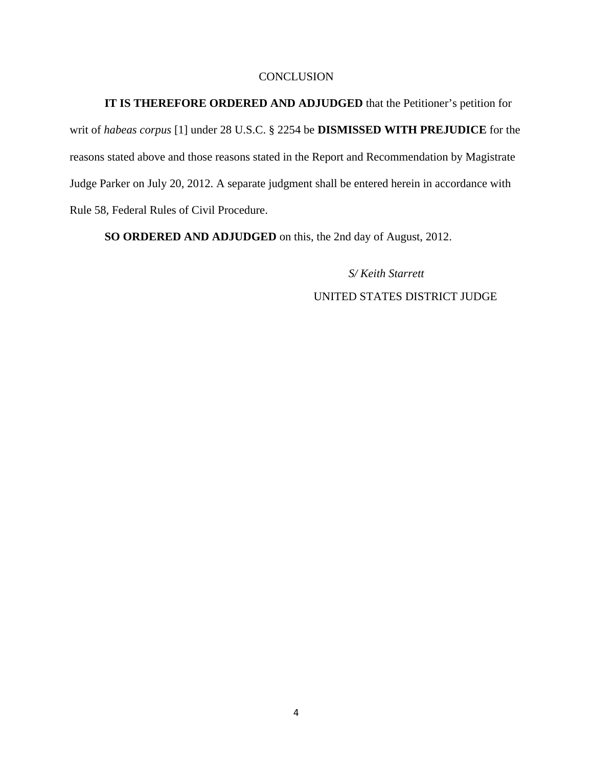## CONCLUSION

**IT IS THEREFORE ORDERED AND ADJUDGED** that the Petitioner's petition for writ of *habeas corpus* [1] under 28 U.S.C. § 2254 be **DISMISSED WITH PREJUDICE** for the reasons stated above and those reasons stated in the Report and Recommendation by Magistrate Judge Parker on July 20, 2012. A separate judgment shall be entered herein in accordance with Rule 58, Federal Rules of Civil Procedure.

**SO ORDERED AND ADJUDGED** on this, the 2nd day of August, 2012.

*S/ Keith Starrett*

UNITED STATES DISTRICT JUDGE